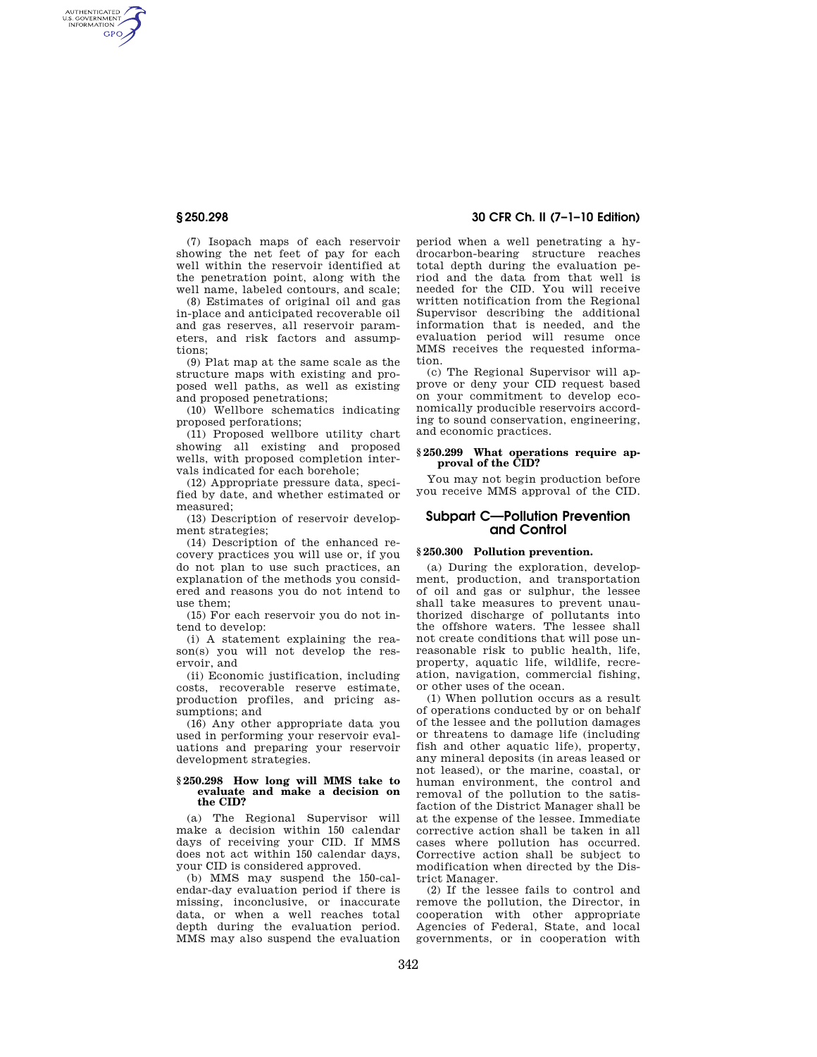(7) Isopach maps of each reservoir showing the net feet of pay for each well within the reservoir identified at the penetration point, along with the well name, labeled contours, and scale;

(8) Estimates of original oil and gas in-place and anticipated recoverable oil and gas reserves, all reservoir parameters, and risk factors and assumptions;

(9) Plat map at the same scale as the structure maps with existing and proposed well paths, as well as existing and proposed penetrations;

(10) Wellbore schematics indicating proposed perforations;

(11) Proposed wellbore utility chart showing all existing and proposed wells, with proposed completion intervals indicated for each borehole;

(12) Appropriate pressure data, specified by date, and whether estimated or measured;

(13) Description of reservoir development strategies;

(14) Description of the enhanced recovery practices you will use or, if you do not plan to use such practices, an explanation of the methods you considered and reasons you do not intend to use them;

(15) For each reservoir you do not intend to develop:

(i) A statement explaining the reason(s) you will not develop the reservoir, and

(ii) Economic justification, including costs, recoverable reserve estimate, production profiles, and pricing assumptions; and

(16) Any other appropriate data you used in performing your reservoir evaluations and preparing your reservoir development strategies.

### § 250.298 How long will MMS take to evaluate and make a decision on the CID?

(a) The Regional Supervisor will make a decision within 150 calendar days of receiving your CID. If MMS does not act within 150 calendar days, your CID is considered approved.

(b) MMS may suspend the 150-calendar-day evaluation period if there is missing, inconclusive, or inaccurate data, or when a well reaches total depth during the evaluation period. MMS may also suspend the evaluation period when a well penetrating a hydrocarbon-bearing structure reaches total depth during the evaluation period and the data from that well is needed for the CID. You will receive written notification from the Regional Supervisor describing the additional information that is needed, and the evaluation period will resume once MMS receives the requested information.

(c) The Regional Supervisor will approve or deny your CID request based on your commitment to develop economically producible reservoirs according to sound conservation, engineering, and economic practices.

### § 250.299 What operations require approval of the CID?

You may not begin production before you receive MMS approval of the CID.

## Subpart C—Pollution Prevention and Control

### § 250.300 Pollution prevention.

(a) During the exploration, development, production, and transportation of oil and gas or sulphur, the lessee shall take measures to prevent unauthorized discharge of pollutants into the offshore waters. The lessee shall not create conditions that will pose unreasonable risk to public health, life, property, aquatic life, wildlife, recreation, navigation, commercial fishing, or other uses of the ocean.

(1) When pollution occurs as a result of operations conducted by or on behalf of the lessee and the pollution damages or threatens to damage life (including fish and other aquatic life), property, any mineral deposits (in areas leased or not leased), or the marine, coastal, or human environment, the control and removal of the pollution to the satisfaction of the District Manager shall be at the expense of the lessee. Immediate corrective action shall be taken in all cases where pollution has occurred. Corrective action shall be subject to modification when directed by the District Manager.

(2) If the lessee fails to control and remove the pollution, the Director, in cooperation with other appropriate Agencies of Federal, State, and local governments, or in cooperation with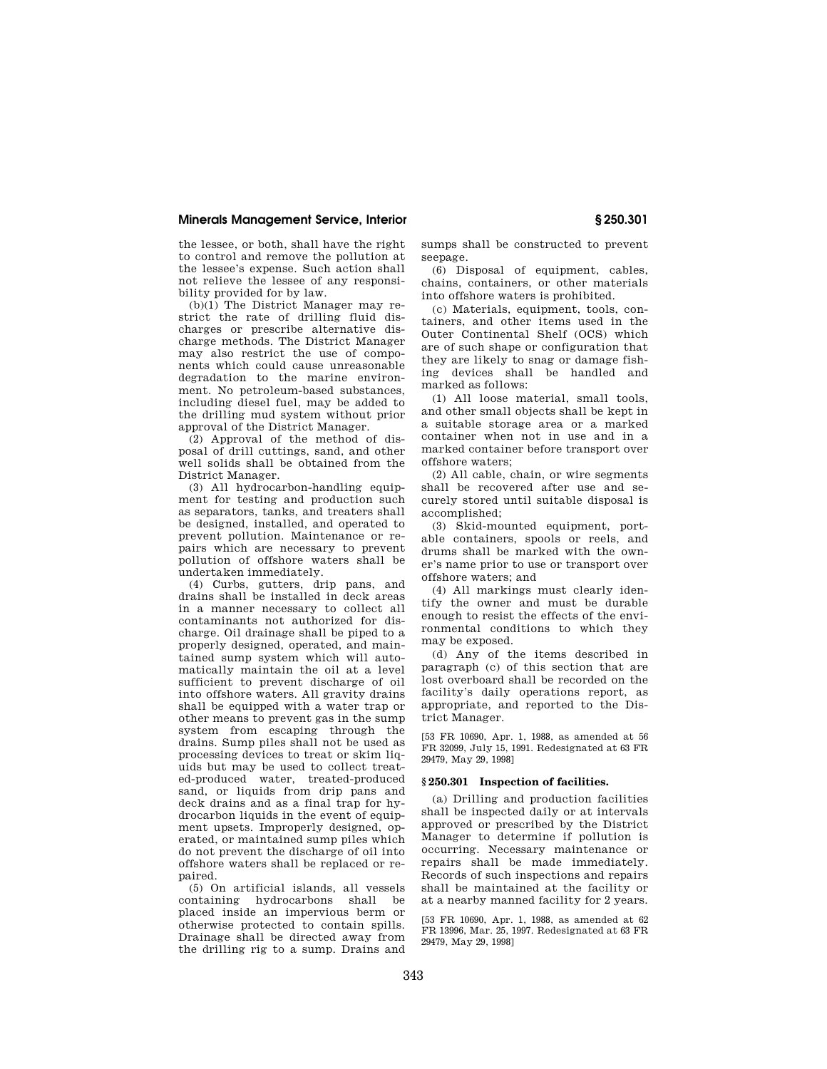the lessee, or both, shall have the right to control and remove the pollution at the lessee's expense. Such action shall not relieve the lessee of any responsibility provided for by law.

(b)(1) The District Manager may restrict the rate of drilling fluid discharges or prescribe alternative discharge methods. The District Manager may also restrict the use of components which could cause unreasonable degradation to the marine environment. No petroleum-based substances, including diesel fuel, may be added to the drilling mud system without prior approval of the District Manager.

(2) Approval of the method of disposal of drill cuttings, sand, and other well solids shall be obtained from the District Manager.

(3) All hydrocarbon-handling equipment for testing and production such as separators, tanks, and treaters shall be designed, installed, and operated to prevent pollution. Maintenance or repairs which are necessary to prevent pollution of offshore waters shall be undertaken immediately.

(4) Curbs, gutters, drip pans, and drains shall be installed in deck areas in a manner necessary to collect all contaminants not authorized for discharge. Oil drainage shall be piped to a properly designed, operated, and maintained sump system which will automatically maintain the oil at a level sufficient to prevent discharge of oil into offshore waters. All gravity drains shall be equipped with a water trap or other means to prevent gas in the sump system from escaping through the drains. Sump piles shall not be used as processing devices to treat or skim liquids but may be used to collect treated-produced water, treated-produced sand, or liquids from drip pans and deck drains and as a final trap for hydrocarbon liquids in the event of equipment upsets. Improperly designed, operated, or maintained sump piles which do not prevent the discharge of oil into offshore waters shall be replaced or repaired.

(5) On artificial islands, all vessels containing hydrocarbons shall be placed inside an impervious berm or otherwise protected to contain spills. Drainage shall be directed away from the drilling rig to a sump. Drains and sumps shall be constructed to prevent seepage.

(6) Disposal of equipment, cables, chains, containers, or other materials into offshore waters is prohibited.

(c) Materials, equipment, tools, containers, and other items used in the Outer Continental Shelf (OCS) which are of such shape or configuration that they are likely to snag or damage fishing devices shall be handled and marked as follows:

(1) All loose material, small tools, and other small objects shall be kept in a suitable storage area or a marked container when not in use and in a marked container before transport over offshore waters;

(2) All cable, chain, or wire segments shall be recovered after use and securely stored until suitable disposal is accomplished;

(3) Skid-mounted equipment, portable containers, spools or reels, and drums shall be marked with the owner's name prior to use or transport over offshore waters; and

(4) All markings must clearly identify the owner and must be durable enough to resist the effects of the environmental conditions to which they may be exposed.

(d) Any of the items described in paragraph (c) of this section that are lost overboard shall be recorded on the facility's daily operations report, as appropriate, and reported to the District Manager.

[53 FR 10690, Apr. 1, 1988, as amended at 56 FR 32099, July 15, 1991. Redesignated at 63 FR 29479, May 29, 1998]

## § 250.301 Inspection of facilities.

(a) Drilling and production facilities shall be inspected daily or at intervals approved or prescribed by the District Manager to determine if pollution is occurring. Necessary maintenance or repairs shall be made immediately. Records of such inspections and repairs shall be maintained at the facility or at a nearby manned facility for 2 years.

[53 FR 10690, Apr. 1, 1988, as amended at 62 FR 13996, Mar. 25, 1997. Redesignated at 63 FR 29479, May 29, 1998]